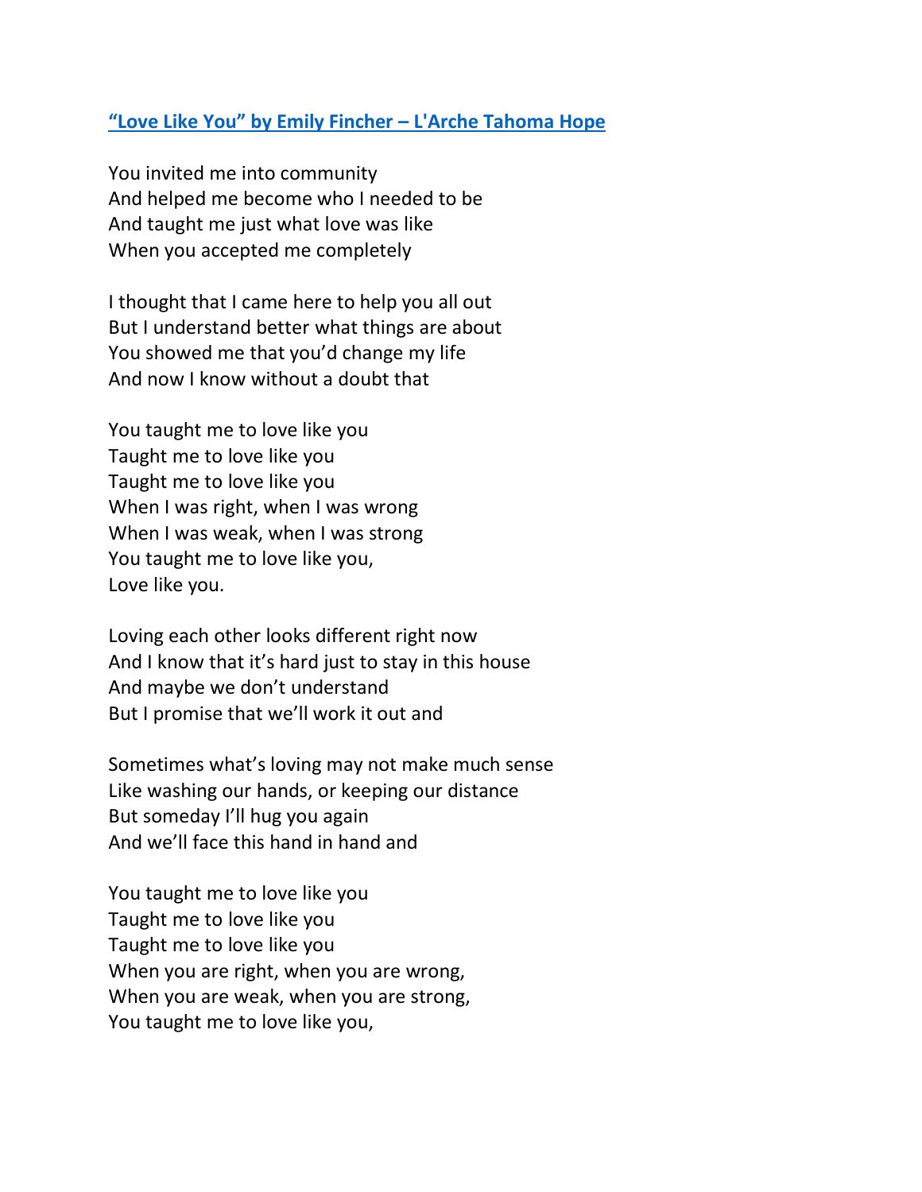**[“Love Like You” by Emily Fincher – L'Arche Tahoma Hope]()**

You invited me into community  
And helped me become who I needed to be  
And taught me just what love was like  
When you accepted me completely

I thought that I came here to help you all out  
But I understand better what things are about  
You showed me that you’d change my life  
And now I know without a doubt that

You taught me to love like you  
Taught me to love like you  
Taught me to love like you  
When I was right, when I was wrong  
When I was weak, when I was strong  
You taught me to love like you,  
Love like you.

Loving each other looks different right now  
And I know that it’s hard just to stay in this house  
And maybe we don’t understand  
But I promise that we’ll work it out and

Sometimes what’s loving may not make much sense  
Like washing our hands, or keeping our distance  
But someday I’ll hug you again  
And we’ll face this hand in hand and

You taught me to love like you  
Taught me to love like you  
Taught me to love like you  
When you are right, when you are wrong,  
When you are weak, when you are strong,  
You taught me to love like you,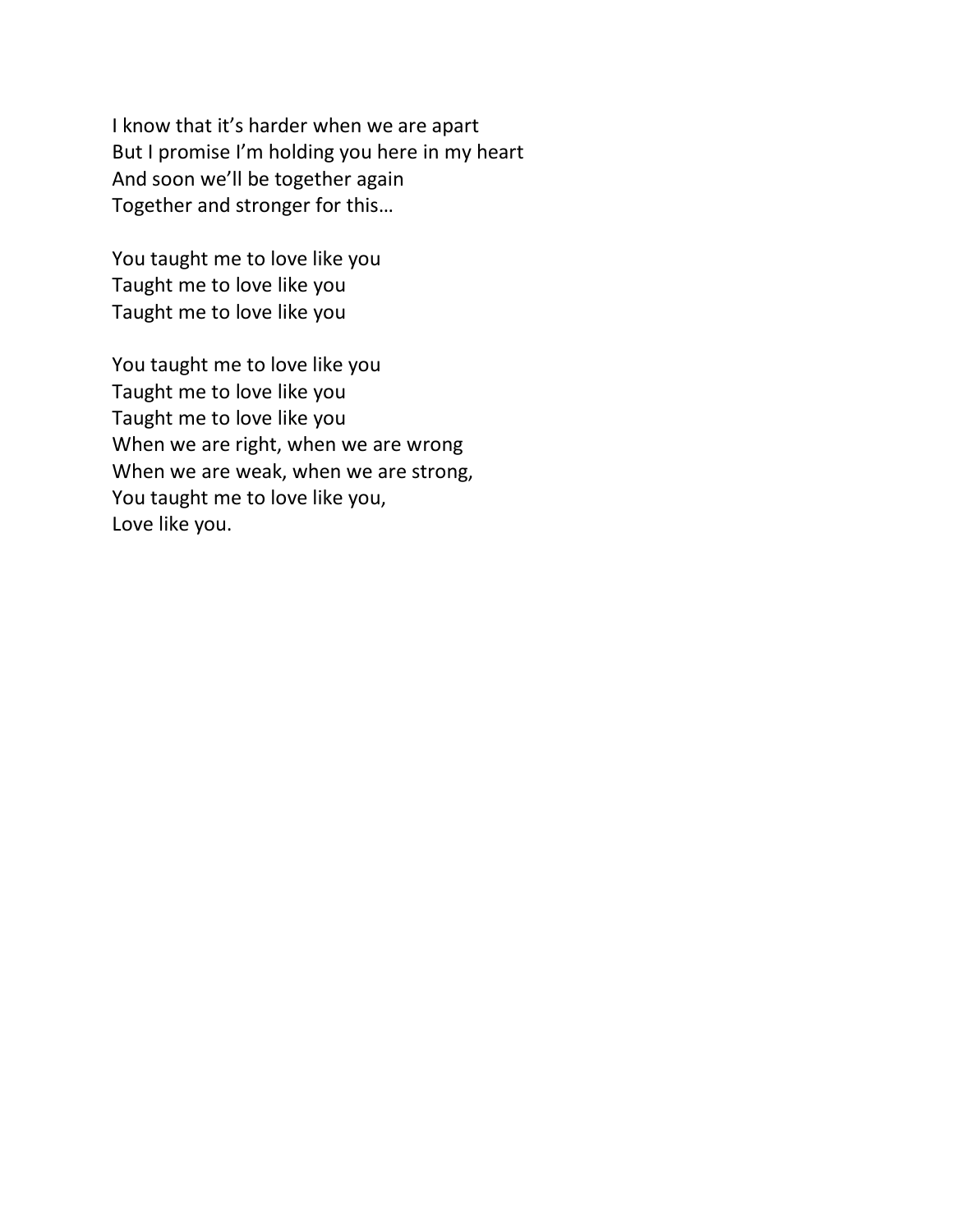I know that it's harder when we are apart
But I promise I'm holding you here in my heart
And soon we'll be together again
Together and stronger for this…

You taught me to love like you
Taught me to love like you
Taught me to love like you

You taught me to love like you
Taught me to love like you
Taught me to love like you
When we are right, when we are wrong
When we are weak, when we are strong,
You taught me to love like you,
Love like you.